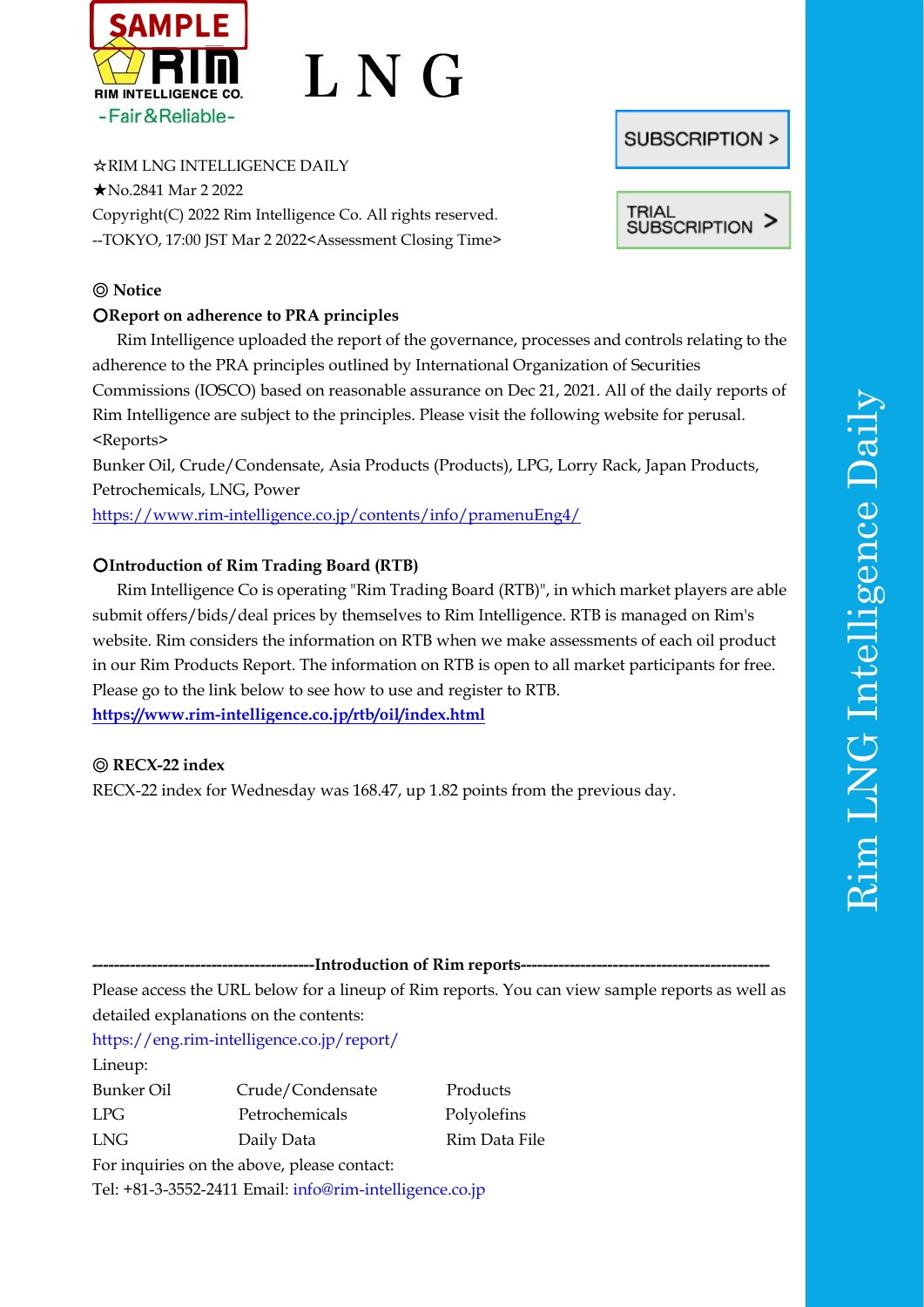# L N G

☆RIM LNG INTELLIGENCE DAILY
★No.2841 Mar 2 2022
Copyright(C) 2022 Rim Intelligence Co. All rights reserved.
--TOKYO, 17:00 JST Mar 2 2022<Assessment Closing Time>

SUBSCRIPTION >

TRIAL SUBSCRIPTION >

## ◎ Notice

### ○Report on adherence to PRA principles

Rim Intelligence uploaded the report of the governance, processes and controls relating to the adherence to the PRA principles outlined by International Organization of Securities Commissions (IOSCO) based on reasonable assurance on Dec 21, 2021. All of the daily reports of Rim Intelligence are subject to the principles. Please visit the following website for perusal.

<Reports>
Bunker Oil, Crude/Condensate, Asia Products (Products), LPG, Lorry Rack, Japan Products, Petrochemicals, LNG, Power
https://www.rim-intelligence.co.jp/contents/info/pramenuEng4/

### ○Introduction of Rim Trading Board (RTB)

Rim Intelligence Co is operating "Rim Trading Board (RTB)", in which market players are able submit offers/bids/deal prices by themselves to Rim Intelligence. RTB is managed on Rim's website. Rim considers the information on RTB when we make assessments of each oil product in our Rim Products Report. The information on RTB is open to all market participants for free. Please go to the link below to see how to use and register to RTB.
**https://www.rim-intelligence.co.jp/rtb/oil/index.html**

## ◎ RECX-22 index

RECX-22 index for Wednesday was 168.47, up 1.82 points from the previous day.

**----------------------------------------Introduction of Rim reports---------------------------------------------**

Please access the URL below for a lineup of Rim reports. You can view sample reports as well as detailed explanations on the contents:
https://eng.rim-intelligence.co.jp/report/

Lineup:

| | | |
|---|---|---|
| Bunker Oil | Crude/Condensate | Products |
| LPG | Petrochemicals | Polyolefins |
| LNG | Daily Data | Rim Data File |

For inquiries on the above, please contact:
Tel: +81-3-3552-2411 Email: info@rim-intelligence.co.jp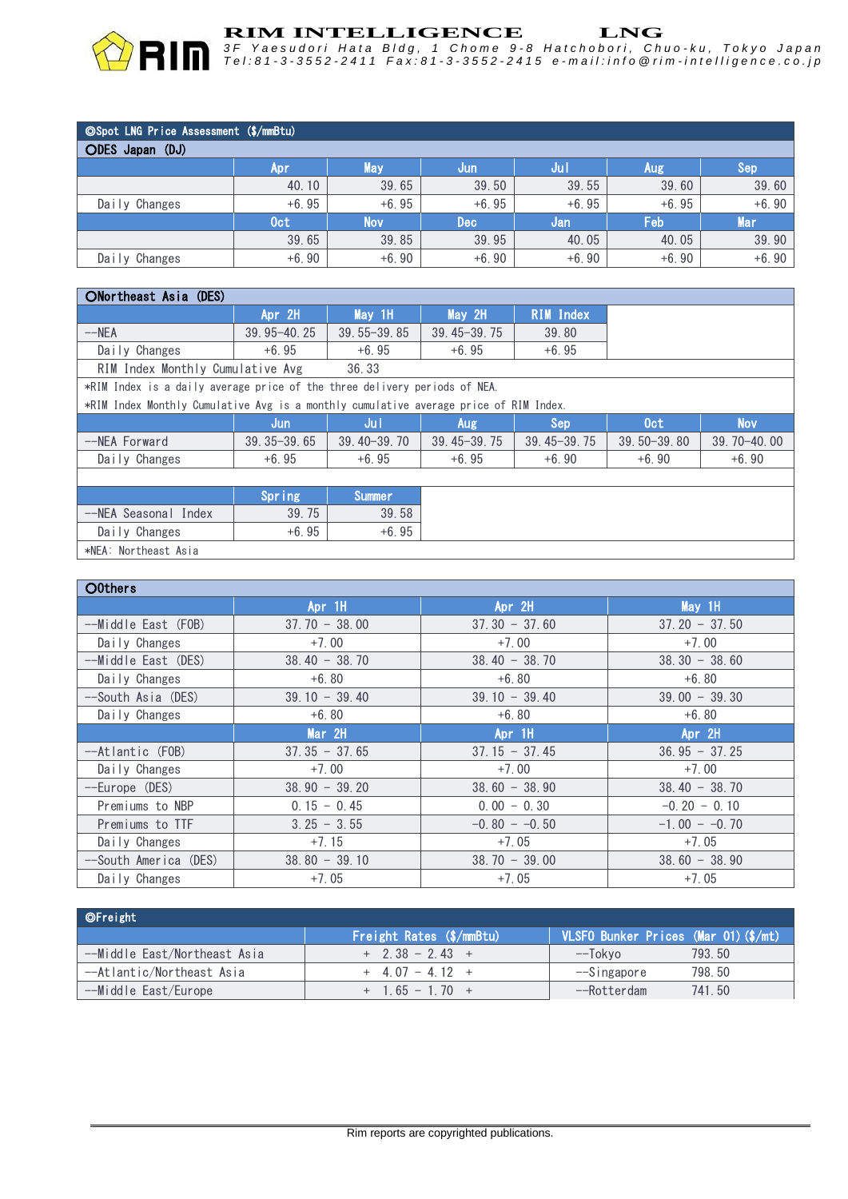# RIM INTELLIGENCE LNG

3F Yaesudori Hata Bldg, 1 Chome 9-8 Hatchobori, Chuo-ku, Tokyo Japan
Tel:81-3-3552-2411 Fax:81-3-3552-2415 e-mail:info@rim-intelligence.co.jp

## ◎Spot LNG Price Assessment ($/mmBtu)

### ○DES Japan (DJ)

| | Apr | May | Jun | Jul | Aug | Sep |
|---|---|---|---|---|---|---|
| | 40.10 | 39.65 | 39.50 | 39.55 | 39.60 | 39.60 |
| Daily Changes | +6.95 | +6.95 | +6.95 | +6.95 | +6.95 | +6.90 |
| | **Oct** | **Nov** | **Dec** | **Jan** | **Feb** | **Mar** |
| | 39.65 | 39.85 | 39.95 | 40.05 | 40.05 | 39.90 |
| Daily Changes | +6.90 | +6.90 | +6.90 | +6.90 | +6.90 | +6.90 |

### ○Northeast Asia (DES)

| | Apr 2H | May 1H | May 2H | RIM Index |
|---|---|---|---|---|
| --NEA | 39.95-40.25 | 39.55-39.85 | 39.45-39.75 | 39.80 |
| Daily Changes | +6.95 | +6.95 | +6.95 | +6.95 |
| RIM Index Monthly Cumulative Avg | 36.33 | | | |

*RIM Index is a daily average price of the three delivery periods of NEA.
*RIM Index Monthly Cumulative Avg is a monthly cumulative average price of RIM Index.

| | Jun | Jul | Aug | Sep | Oct | Nov |
|---|---|---|---|---|---|---|
| --NEA Forward | 39.35-39.65 | 39.40-39.70 | 39.45-39.75 | 39.45-39.75 | 39.50-39.80 | 39.70-40.00 |
| Daily Changes | +6.95 | +6.95 | +6.95 | +6.90 | +6.90 | +6.90 |

| | Spring | Summer |
|---|---|---|
| --NEA Seasonal Index | 39.75 | 39.58 |
| Daily Changes | +6.95 | +6.95 |

*NEA: Northeast Asia

### ○Others

| | Apr 1H | Apr 2H | May 1H |
|---|---|---|---|
| --Middle East (FOB) | 37.70 - 38.00 | 37.30 - 37.60 | 37.20 - 37.50 |
| Daily Changes | +7.00 | +7.00 | +7.00 |
| --Middle East (DES) | 38.40 - 38.70 | 38.40 - 38.70 | 38.30 - 38.60 |
| Daily Changes | +6.80 | +6.80 | +6.80 |
| --South Asia (DES) | 39.10 - 39.40 | 39.10 - 39.40 | 39.00 - 39.30 |
| Daily Changes | +6.80 | +6.80 | +6.80 |
| | **Mar 2H** | **Apr 1H** | **Apr 2H** |
| --Atlantic (FOB) | 37.35 - 37.65 | 37.15 - 37.45 | 36.95 - 37.25 |
| Daily Changes | +7.00 | +7.00 | +7.00 |
| --Europe (DES) | 38.90 - 39.20 | 38.60 - 38.90 | 38.40 - 38.70 |
| Premiums to NBP | 0.15 - 0.45 | 0.00 - 0.30 | -0.20 - 0.10 |
| Premiums to TTF | 3.25 - 3.55 | -0.80 - -0.50 | -1.00 - -0.70 |
| Daily Changes | +7.15 | +7.05 | +7.05 |
| --South America (DES) | 38.80 - 39.10 | 38.70 - 39.00 | 38.60 - 38.90 |
| Daily Changes | +7.05 | +7.05 | +7.05 |

## ◎Freight

| | Freight Rates ($/mmBtu) | VLSFO Bunker Prices (Mar 01) ($/mt) | |
|---|---|---|---|
| --Middle East/Northeast Asia | + 2.38 - 2.43 + | --Tokyo | 793.50 |
| --Atlantic/Northeast Asia | + 4.07 - 4.12 + | --Singapore | 798.50 |
| --Middle East/Europe | + 1.65 - 1.70 + | --Rotterdam | 741.50 |

Rim reports are copyrighted publications.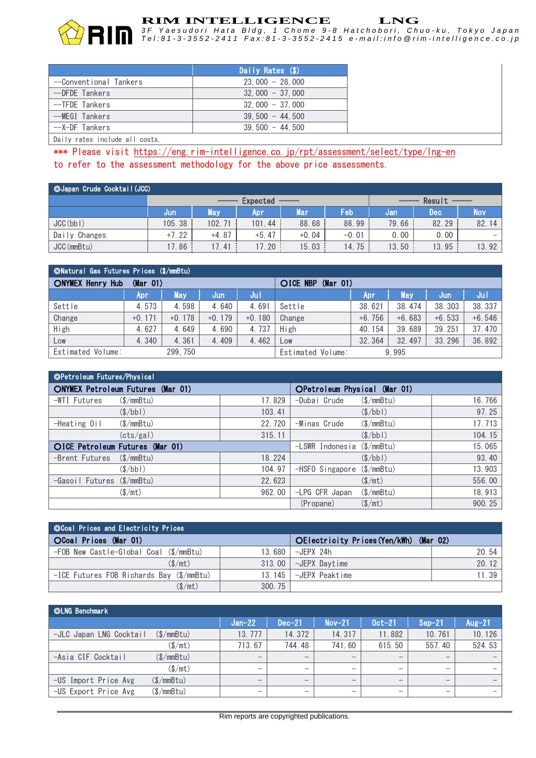| | Daily Rates ($) |
|---|---|
| --Conventional Tankers | 23,000 - 28,000 |
| --DFDE Tankers | 32,000 - 37,000 |
| --TFDE Tankers | 32,000 - 37,000 |
| --MEGI Tankers | 39,500 - 44,500 |
| --X-DF Tankers | 39,500 - 44,500 |

Daily rates include all costs.

*** Please visit https://eng.rim-intelligence.co.jp/rpt/assessment/select/type/lng-en to refer to the assessment methodology for the above price assessments.

## ◎Japan Crude Cocktail (JCC)

| | Expected | | | | | Result | | |
|---|---|---|---|---|---|---|---|---|
| | Jun | May | Apr | Mar | Feb | Jan | Dec | Nov |
| JCC(bbl) | 105.38 | 102.71 | 101.44 | 88.68 | 86.99 | 79.66 | 82.29 | 82.14 |
| Daily Changes | +7.22 | +4.87 | +5.47 | +0.04 | -0.01 | 0.00 | 0.00 | - |
| JCC(mmBtu) | 17.86 | 17.41 | 17.20 | 15.03 | 14.75 | 13.50 | 13.95 | 13.92 |

## ◎Natural Gas Futures Prices ($/mmBtu)

| ○NYMEX Henry Hub (Mar 01) | Apr | May | Jun | Jul | ○ICE NBP (Mar 01) | Apr | May | Jun | Jul |
|---|---|---|---|---|---|---|---|---|---|
| Settle | 4.573 | 4.598 | 4.640 | 4.691 | Settle | 38.621 | 38.474 | 38.303 | 38.337 |
| Change | +0.171 | +0.178 | +0.179 | +0.180 | Change | +6.756 | +6.683 | +6.533 | +6.546 |
| High | 4.627 | 4.649 | 4.690 | 4.737 | High | 40.154 | 39.689 | 39.251 | 37.470 |
| Low | 4.340 | 4.361 | 4.409 | 4.462 | Low | 32.364 | 32.497 | 33.296 | 36.892 |
| Estimated Volume: | 299,750 | | | | Estimated Volume: | 9,995 | | | |

## ◎Petroleum Futures/Physical

| ○NYMEX Petroleum Futures (Mar 01) | | ○Petroleum Physical (Mar 01) | |
|---|---|---|---|
| -WTI Futures ($/mmBtu) | 17.829 | -Dubai Crude ($/mmBtu) | 16.766 |
| ($/bbl) | 103.41 | ($/bbl) | 97.25 |
| -Heating Oil ($/mmBtu) | 22.720 | -Minas Crude ($/mmBtu) | 17.713 |
| (cts/gal) | 315.11 | ($/bbl) | 104.15 |
| **○ICE Petroleum Futures (Mar 01)** | | -LSWR Indonesia ($/mmBtu) | 15.065 |
| -Brent Futures ($/mmBtu) | 18.224 | ($/bbl) | 93.40 |
| ($/bbl) | 104.97 | -HSFO Singapore ($/mmBtu) | 13.903 |
| -Gasoil Futures ($/mmBtu) | 22.623 | ($/mt) | 556.00 |
| ($/mt) | 962.00 | -LPG CFR Japan ($/mmBtu) | 18.913 |
| | | (Propane) ($/mt) | 900.25 |

## ◎Coal Prices and Electricity Prices

| ○Coal Prices (Mar 01) | | ○Electricity Prices(Yen/kWh) (Mar 02) | |
|---|---|---|---|
| -FOB New Castle-Global Coal ($/mmBtu) | 13.680 | -JEPX 24h | 20.54 |
| ($/mt) | 313.00 | -JEPX Daytime | 20.12 |
| -ICE Futures FOB Richards Bay ($/mmBtu) | 13.145 | -JEPX Peaktime | 11.39 |
| ($/mt) | 300.75 | | |

## ◎LNG Benchmark

| | Jan-22 | Dec-21 | Nov-21 | Oct-21 | Sep-21 | Aug-21 |
|---|---|---|---|---|---|---|
| -JLC Japan LNG Cocktail ($/mmBtu) | 13.777 | 14.372 | 14.317 | 11.882 | 10.761 | 10.126 |
| ($/mt) | 713.67 | 744.48 | 741.60 | 615.50 | 557.40 | 524.53 |
| -Asia CIF Cocktail ($/mmBtu) | - | - | - | - | - | - |
| ($/mt) | - | - | - | - | - | - |
| -US Import Price Avg ($/mmBtu) | - | - | - | - | - | - |
| -US Export Price Avg ($/mmBtu) | - | - | - | - | - | - |

Rim reports are copyrighted publications.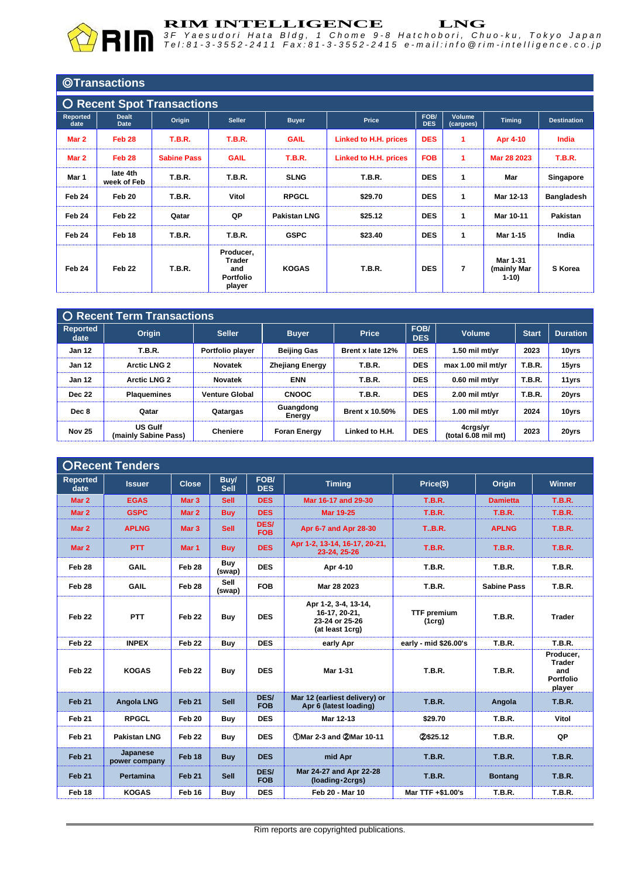## ◎Transactions

### ○ Recent Spot Transactions

| Reported date | Dealt Date | Origin | Seller | Buyer | Price | FOB/ DES | Volume (cargoes) | Timing | Destination |
|---|---|---|---|---|---|---|---|---|---|
| Mar 2 | Feb 28 | T.B.R. | T.B.R. | GAIL | Linked to H.H. prices | DES | 1 | Apr 4-10 | India |
| Mar 2 | Feb 28 | Sabine Pass | GAIL | T.B.R. | Linked to H.H. prices | FOB | 1 | Mar 28 2023 | T.B.R. |
| Mar 1 | late 4th week of Feb | T.B.R. | T.B.R. | SLNG | T.B.R. | DES | 1 | Mar | Singapore |
| Feb 24 | Feb 20 | T.B.R. | Vitol | RPGCL | $29.70 | DES | 1 | Mar 12-13 | Bangladesh |
| Feb 24 | Feb 22 | Qatar | QP | Pakistan LNG | $25.12 | DES | 1 | Mar 10-11 | Pakistan |
| Feb 24 | Feb 18 | T.B.R. | T.B.R. | GSPC | $23.40 | DES | 1 | Mar 1-15 | India |
| Feb 24 | Feb 22 | T.B.R. | Producer, Trader and Portfolio player | KOGAS | T.B.R. | DES | 7 | Mar 1-31 (mainly Mar 1-10) | S Korea |

### ○ Recent Term Transactions

| Reported date | Origin | Seller | Buyer | Price | FOB/ DES | Volume | Start | Duration |
|---|---|---|---|---|---|---|---|---|
| Jan 12 | T.B.R. | Portfolio player | Beijing Gas | Brent x late 12% | DES | 1.50 mil mt/yr | 2023 | 10yrs |
| Jan 12 | Arctic LNG 2 | Novatek | Zhejiang Energy | T.B.R. | DES | max 1.00 mil mt/yr | T.B.R. | 15yrs |
| Jan 12 | Arctic LNG 2 | Novatek | ENN | T.B.R. | DES | 0.60 mil mt/yr | T.B.R. | 11yrs |
| Dec 22 | Plaquemines | Venture Global | CNOOC | T.B.R. | DES | 2.00 mil mt/yr | T.B.R. | 20yrs |
| Dec 8 | Qatar | Qatargas | Guangdong Energy | Brent x 10.50% | DES | 1.00 mil mt/yr | 2024 | 10yrs |
| Nov 25 | US Gulf (mainly Sabine Pass) | Cheniere | Foran Energy | Linked to H.H. | DES | 4crgs/yr (total 6.08 mil mt) | 2023 | 20yrs |

### ○Recent Tenders

| Reported date | Issuer | Close | Buy/ Sell | FOB/ DES | Timing | Price($) | Origin | Winner |
|---|---|---|---|---|---|---|---|---|
| Mar 2 | EGAS | Mar 3 | Sell | DES | Mar 16-17 and 29-30 | T.B.R. | Damietta | T.B.R. |
| Mar 2 | GSPC | Mar 2 | Buy | DES | Mar 19-25 | T.B.R. | T.B.R. | T.B.R. |
| Mar 2 | APLNG | Mar 3 | Sell | DES/ FOB | Apr 6-7 and Apr 28-30 | T..B.R. | APLNG | T.B.R. |
| Mar 2 | PTT | Mar 1 | Buy | DES | Apr 1-2, 13-14, 16-17, 20-21, 23-24, 25-26 | T.B.R. | T.B.R. | T.B.R. |
| Feb 28 | GAIL | Feb 28 | Buy (swap) | DES | Apr 4-10 | T.B.R. | T.B.R. | T.B.R. |
| Feb 28 | GAIL | Feb 28 | Sell (swap) | FOB | Mar 28 2023 | T.B.R. | Sabine Pass | T.B.R. |
| Feb 22 | PTT | Feb 22 | Buy | DES | Apr 1-2, 3-4, 13-14, 16-17, 20-21, 23-24 or 25-26 (at least 1crg) | TTF premium (1crg) | T.B.R. | Trader |
| Feb 22 | INPEX | Feb 22 | Buy | DES | early Apr | early - mid $26.00's | T.B.R. | T.B.R. |
| Feb 22 | KOGAS | Feb 22 | Buy | DES | Mar 1-31 | T.B.R. | T.B.R. | Producer, Trader and Portfolio player |
| Feb 21 | Angola LNG | Feb 21 | Sell | DES/ FOB | Mar 12 (earliest delivery) or Apr 6 (latest loading) | T.B.R. | Angola | T.B.R. |
| Feb 21 | RPGCL | Feb 20 | Buy | DES | Mar 12-13 | $29.70 | T.B.R. | Vitol |
| Feb 21 | Pakistan LNG | Feb 22 | Buy | DES | ①Mar 2-3 and ②Mar 10-11 | ②$25.12 | T.B.R. | QP |
| Feb 21 | Japanese power company | Feb 18 | Buy | DES | mid Apr | T.B.R. | T.B.R. | T.B.R. |
| Feb 21 | Pertamina | Feb 21 | Sell | DES/ FOB | Mar 24-27 and Apr 22-28 (loading･2crgs) | T.B.R. | Bontang | T.B.R. |
| Feb 18 | KOGAS | Feb 16 | Buy | DES | Feb 20 - Mar 10 | Mar TTF +$1.00's | T.B.R. | T.B.R. |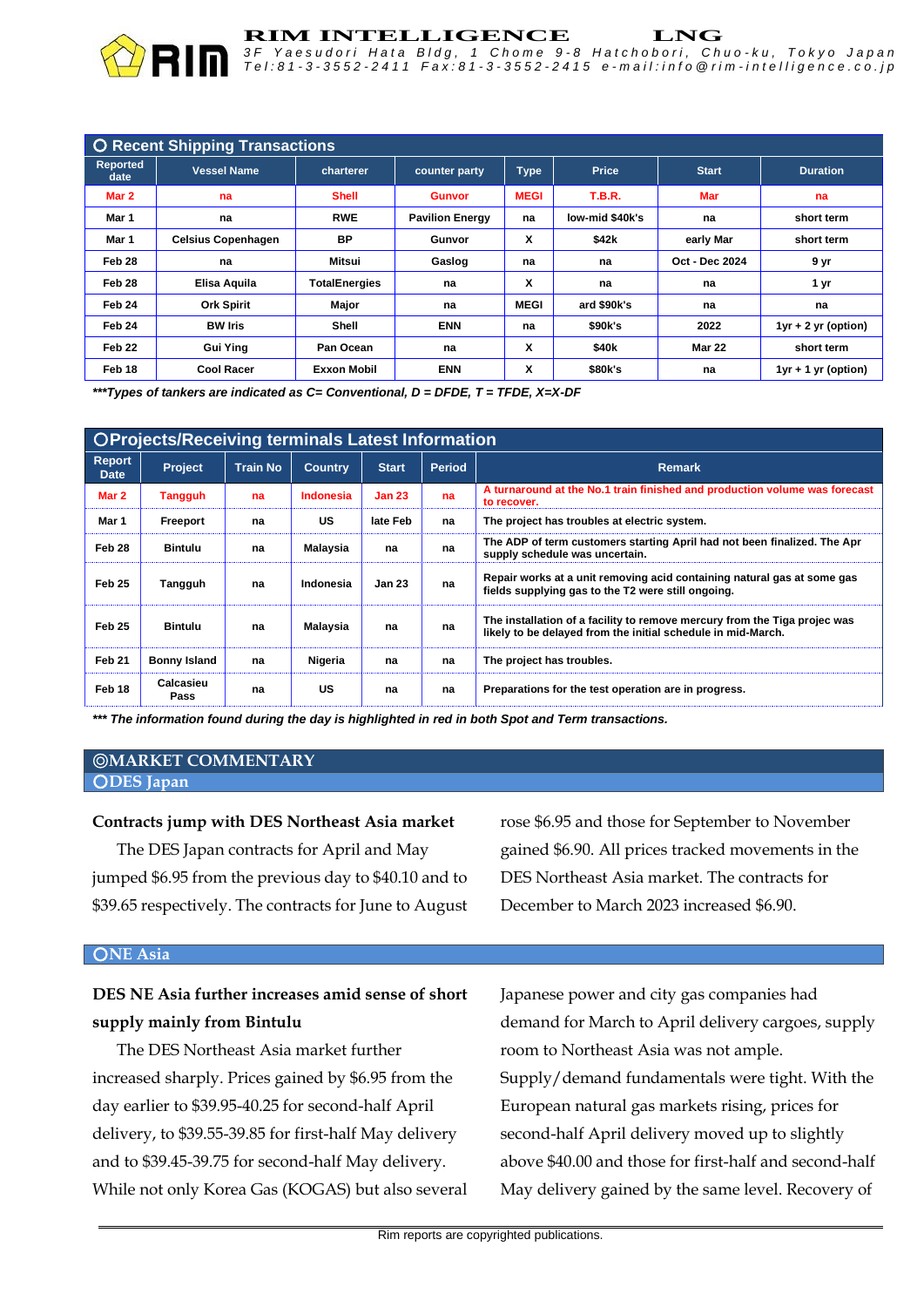## ○ Recent Shipping Transactions

| Reported date | Vessel Name | charterer | counter party | Type | Price | Start | Duration |
|---|---|---|---|---|---|---|---|
| Mar 2 | na | Shell | Gunvor | MEGI | T.B.R. | Mar | na |
| Mar 1 | na | RWE | Pavilion Energy | na | low-mid $40k's | na | short term |
| Mar 1 | Celsius Copenhagen | BP | Gunvor | X | $42k | early Mar | short term |
| Feb 28 | na | Mitsui | Gaslog | na | na | Oct - Dec 2024 | 9 yr |
| Feb 28 | Elisa Aquila | TotalEnergies | na | X | na | na | 1 yr |
| Feb 24 | Ork Spirit | Major | na | MEGI | ard $90k's | na | na |
| Feb 24 | BW Iris | Shell | ENN | na | $90k's | 2022 | 1yr + 2 yr (option) |
| Feb 22 | Gui Ying | Pan Ocean | na | X | $40k | Mar 22 | short term |
| Feb 18 | Cool Racer | Exxon Mobil | ENN | X | $80k's | na | 1yr + 1 yr (option) |

****Types of tankers are indicated as C= Conventional, D = DFDE, T = TFDE, X=X-DF*

## ○Projects/Receiving terminals Latest Information

| Report Date | Project | Train No | Country | Start | Period | Remark |
|---|---|---|---|---|---|---|
| Mar 2 | Tangguh | na | Indonesia | Jan 23 | na | A turnaround at the No.1 train finished and production volume was forecast to recover. |
| Mar 1 | Freeport | na | US | late Feb | na | The project has troubles at electric system. |
| Feb 28 | Bintulu | na | Malaysia | na | na | The ADP of term customers starting April had not been finalized. The Apr supply schedule was uncertain. |
| Feb 25 | Tangguh | na | Indonesia | Jan 23 | na | Repair works at a unit removing acid containing natural gas at some gas fields supplying gas to the T2 were still ongoing. |
| Feb 25 | Bintulu | na | Malaysia | na | na | The installation of a facility to remove mercury from the Tiga projec was likely to be delayed from the initial schedule in mid-March. |
| Feb 21 | Bonny Island | na | Nigeria | na | na | The project has troubles. |
| Feb 18 | Calcasieu Pass | na | US | na | na | Preparations for the test operation are in progress. |

****** The information found during the day is highlighted in red in both Spot and Term transactions.*

## ◎MARKET COMMENTARY

### ○DES Japan

**Contracts jump with DES Northeast Asia market**

The DES Japan contracts for April and May jumped $6.95 from the previous day to $40.10 and to $39.65 respectively. The contracts for June to August rose $6.95 and those for September to November gained $6.90. All prices tracked movements in the DES Northeast Asia market. The contracts for December to March 2023 increased $6.90.

### ○NE Asia

**DES NE Asia further increases amid sense of short supply mainly from Bintulu**

The DES Northeast Asia market further increased sharply. Prices gained by $6.95 from the day earlier to $39.95-40.25 for second-half April delivery, to $39.55-39.85 for first-half May delivery and to $39.45-39.75 for second-half May delivery. While not only Korea Gas (KOGAS) but also several Japanese power and city gas companies had demand for March to April delivery cargoes, supply room to Northeast Asia was not ample. Supply/demand fundamentals were tight. With the European natural gas markets rising, prices for second-half April delivery moved up to slightly above $40.00 and those for first-half and second-half May delivery gained by the same level. Recovery of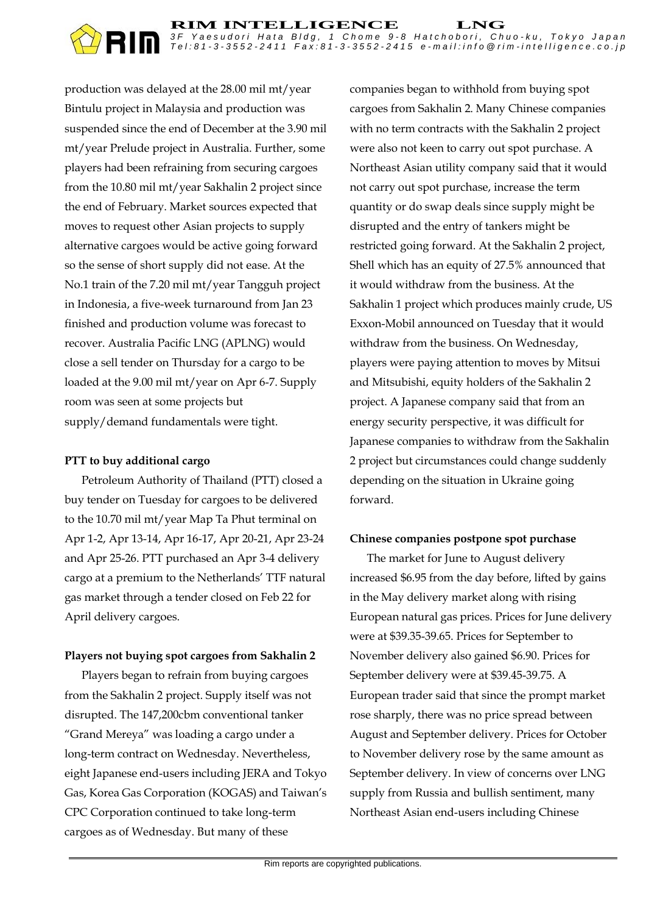production was delayed at the 28.00 mil mt/year Bintulu project in Malaysia and production was suspended since the end of December at the 3.90 mil mt/year Prelude project in Australia. Further, some players had been refraining from securing cargoes from the 10.80 mil mt/year Sakhalin 2 project since the end of February. Market sources expected that moves to request other Asian projects to supply alternative cargoes would be active going forward so the sense of short supply did not ease. At the No.1 train of the 7.20 mil mt/year Tangguh project in Indonesia, a five-week turnaround from Jan 23 finished and production volume was forecast to recover. Australia Pacific LNG (APLNG) would close a sell tender on Thursday for a cargo to be loaded at the 9.00 mil mt/year on Apr 6-7. Supply room was seen at some projects but supply/demand fundamentals were tight.

**PTT to buy additional cargo**

Petroleum Authority of Thailand (PTT) closed a buy tender on Tuesday for cargoes to be delivered to the 10.70 mil mt/year Map Ta Phut terminal on Apr 1-2, Apr 13-14, Apr 16-17, Apr 20-21, Apr 23-24 and Apr 25-26. PTT purchased an Apr 3-4 delivery cargo at a premium to the Netherlands' TTF natural gas market through a tender closed on Feb 22 for April delivery cargoes.

**Players not buying spot cargoes from Sakhalin 2**

Players began to refrain from buying cargoes from the Sakhalin 2 project. Supply itself was not disrupted. The 147,200cbm conventional tanker "Grand Mereya" was loading a cargo under a long-term contract on Wednesday. Nevertheless, eight Japanese end-users including JERA and Tokyo Gas, Korea Gas Corporation (KOGAS) and Taiwan's CPC Corporation continued to take long-term cargoes as of Wednesday. But many of these companies began to withhold from buying spot cargoes from Sakhalin 2. Many Chinese companies with no term contracts with the Sakhalin 2 project were also not keen to carry out spot purchase. A Northeast Asian utility company said that it would not carry out spot purchase, increase the term quantity or do swap deals since supply might be disrupted and the entry of tankers might be restricted going forward. At the Sakhalin 2 project, Shell which has an equity of 27.5% announced that it would withdraw from the business. At the Sakhalin 1 project which produces mainly crude, US Exxon-Mobil announced on Tuesday that it would withdraw from the business. On Wednesday, players were paying attention to moves by Mitsui and Mitsubishi, equity holders of the Sakhalin 2 project. A Japanese company said that from an energy security perspective, it was difficult for Japanese companies to withdraw from the Sakhalin 2 project but circumstances could change suddenly depending on the situation in Ukraine going forward.

**Chinese companies postpone spot purchase**

The market for June to August delivery increased $6.95 from the day before, lifted by gains in the May delivery market along with rising European natural gas prices. Prices for June delivery were at $39.35-39.65. Prices for September to November delivery also gained $6.90. Prices for September delivery were at $39.45-39.75. A European trader said that since the prompt market rose sharply, there was no price spread between August and September delivery. Prices for October to November delivery rose by the same amount as September delivery. In view of concerns over LNG supply from Russia and bullish sentiment, many Northeast Asian end-users including Chinese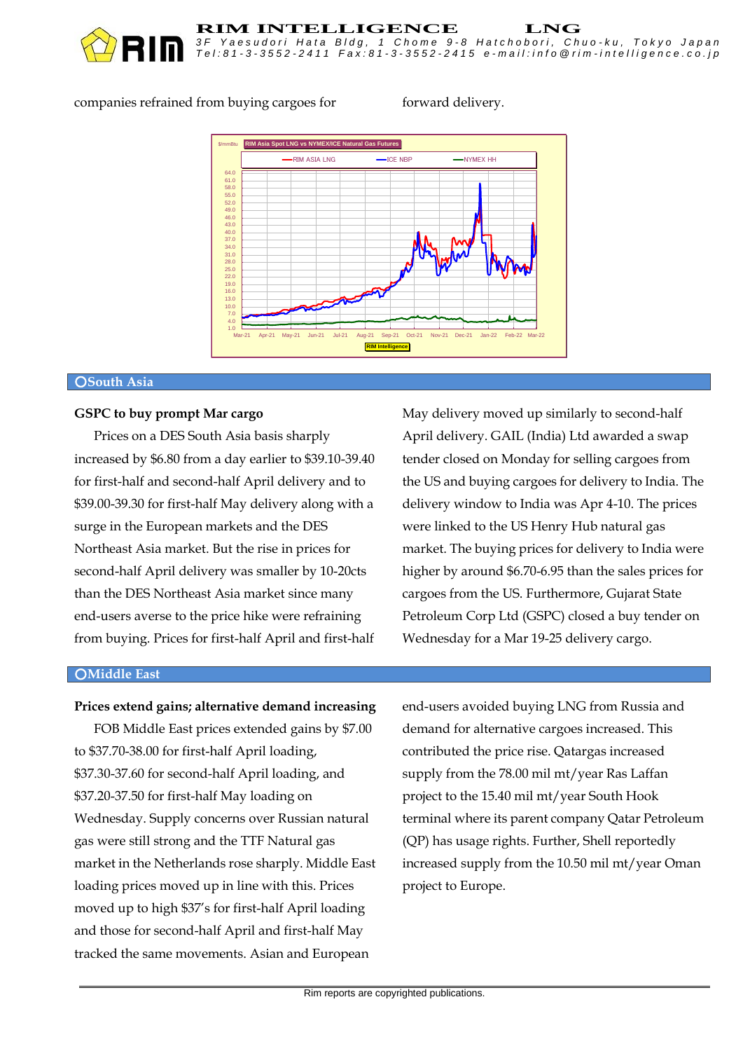companies refrained from buying cargoes for forward delivery.

## ○South Asia

**GSPC to buy prompt Mar cargo**

Prices on a DES South Asia basis sharply increased by $6.80 from a day earlier to $39.10-39.40 for first-half and second-half April delivery and to $39.00-39.30 for first-half May delivery along with a surge in the European markets and the DES Northeast Asia market. But the rise in prices for second-half April delivery was smaller by 10-20cts than the DES Northeast Asia market since many end-users averse to the price hike were refraining from buying. Prices for first-half April and first-half May delivery moved up similarly to second-half April delivery. GAIL (India) Ltd awarded a swap tender closed on Monday for selling cargoes from the US and buying cargoes for delivery to India. The delivery window to India was Apr 4-10. The prices were linked to the US Henry Hub natural gas market. The buying prices for delivery to India were higher by around $6.70-6.95 than the sales prices for cargoes from the US. Furthermore, Gujarat State Petroleum Corp Ltd (GSPC) closed a buy tender on Wednesday for a Mar 19-25 delivery cargo.

## ○Middle East

**Prices extend gains; alternative demand increasing**

FOB Middle East prices extended gains by $7.00 to $37.70-38.00 for first-half April loading, $37.30-37.60 for second-half April loading, and $37.20-37.50 for first-half May loading on Wednesday. Supply concerns over Russian natural gas were still strong and the TTF Natural gas market in the Netherlands rose sharply. Middle East loading prices moved up in line with this. Prices moved up to high $37's for first-half April loading and those for second-half April and first-half May tracked the same movements. Asian and European end-users avoided buying LNG from Russia and demand for alternative cargoes increased. This contributed the price rise. Qatargas increased supply from the 78.00 mil mt/year Ras Laffan project to the 15.40 mil mt/year South Hook terminal where its parent company Qatar Petroleum (QP) has usage rights. Further, Shell reportedly increased supply from the 10.50 mil mt/year Oman project to Europe.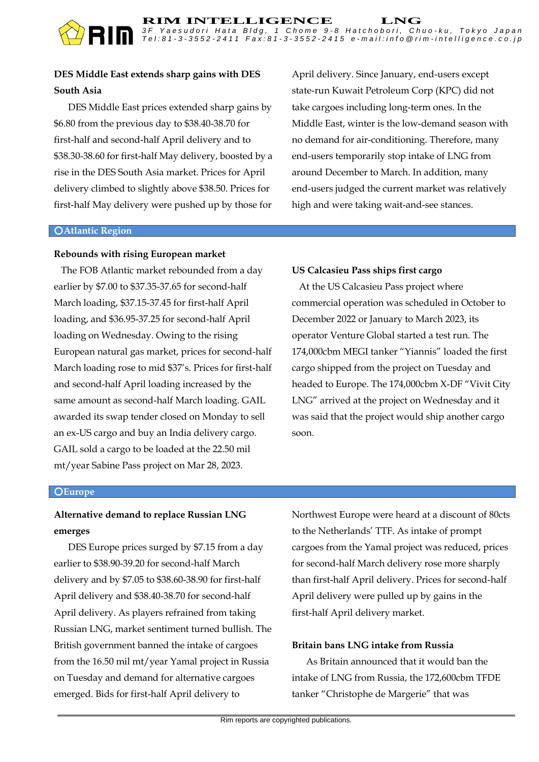### DES Middle East extends sharp gains with DES South Asia

DES Middle East prices extended sharp gains by $6.80 from the previous day to $38.40-38.70 for first-half and second-half April delivery and to $38.30-38.60 for first-half May delivery, boosted by a rise in the DES South Asia market. Prices for April delivery climbed to slightly above $38.50. Prices for first-half May delivery were pushed up by those for April delivery. Since January, end-users except state-run Kuwait Petroleum Corp (KPC) did not take cargoes including long-term ones. In the Middle East, winter is the low-demand season with no demand for air-conditioning. Therefore, many end-users temporarily stop intake of LNG from around December to March. In addition, many end-users judged the current market was relatively high and were taking wait-and-see stances.

## ○Atlantic Region

### Rebounds with rising European market

The FOB Atlantic market rebounded from a day earlier by $7.00 to $37.35-37.65 for second-half March loading, $37.15-37.45 for first-half April loading, and $36.95-37.25 for second-half April loading on Wednesday. Owing to the rising European natural gas market, prices for second-half March loading rose to mid $37's. Prices for first-half and second-half April loading increased by the same amount as second-half March loading. GAIL awarded its swap tender closed on Monday to sell an ex-US cargo and buy an India delivery cargo. GAIL sold a cargo to be loaded at the 22.50 mil mt/year Sabine Pass project on Mar 28, 2023.

### US Calcasieu Pass ships first cargo

At the US Calcasieu Pass project where commercial operation was scheduled in October to December 2022 or January to March 2023, its operator Venture Global started a test run. The 174,000cbm MEGI tanker "Yiannis" loaded the first cargo shipped from the project on Tuesday and headed to Europe. The 174,000cbm X-DF "Vivit City LNG" arrived at the project on Wednesday and it was said that the project would ship another cargo soon.

## ○Europe

### Alternative demand to replace Russian LNG emerges

DES Europe prices surged by $7.15 from a day earlier to $38.90-39.20 for second-half March delivery and by $7.05 to $38.60-38.90 for first-half April delivery and $38.40-38.70 for second-half April delivery. As players refrained from taking Russian LNG, market sentiment turned bullish. The British government banned the intake of cargoes from the 16.50 mil mt/year Yamal project in Russia on Tuesday and demand for alternative cargoes emerged. Bids for first-half April delivery to Northwest Europe were heard at a discount of 80cts to the Netherlands' TTF. As intake of prompt cargoes from the Yamal project was reduced, prices for second-half March delivery rose more sharply than first-half April delivery. Prices for second-half April delivery were pulled up by gains in the first-half April delivery market.

### Britain bans LNG intake from Russia

As Britain announced that it would ban the intake of LNG from Russia, the 172,600cbm TFDE tanker "Christophe de Margerie" that was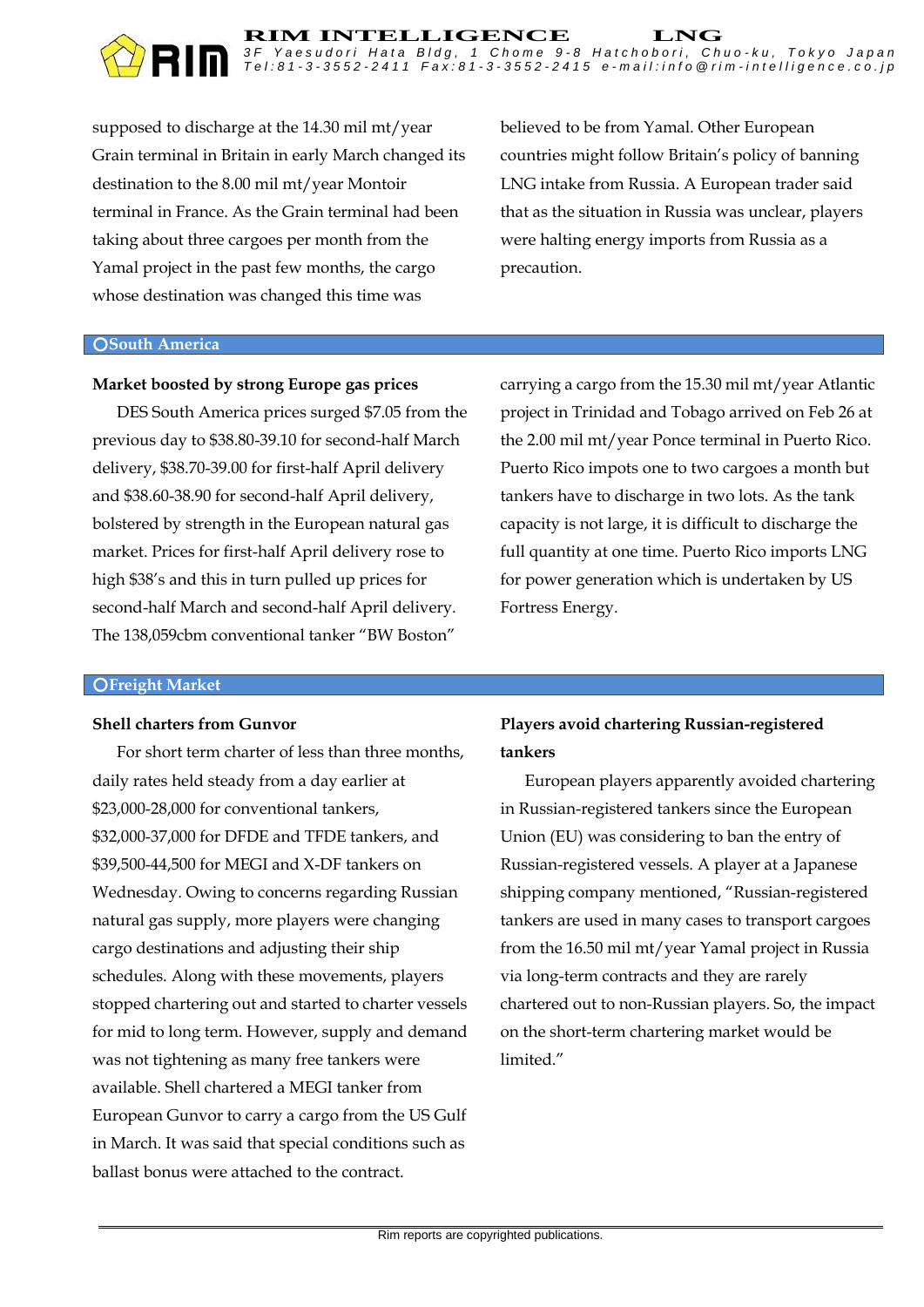supposed to discharge at the 14.30 mil mt/year Grain terminal in Britain in early March changed its destination to the 8.00 mil mt/year Montoir terminal in France. As the Grain terminal had been taking about three cargoes per month from the Yamal project in the past few months, the cargo whose destination was changed this time was believed to be from Yamal. Other European countries might follow Britain's policy of banning LNG intake from Russia. A European trader said that as the situation in Russia was unclear, players were halting energy imports from Russia as a precaution.

## ○South America

**Market boosted by strong Europe gas prices**

DES South America prices surged $7.05 from the previous day to $38.80-39.10 for second-half March delivery, $38.70-39.00 for first-half April delivery and $38.60-38.90 for second-half April delivery, bolstered by strength in the European natural gas market. Prices for first-half April delivery rose to high $38's and this in turn pulled up prices for second-half March and second-half April delivery. The 138,059cbm conventional tanker "BW Boston" carrying a cargo from the 15.30 mil mt/year Atlantic project in Trinidad and Tobago arrived on Feb 26 at the 2.00 mil mt/year Ponce terminal in Puerto Rico. Puerto Rico impots one to two cargoes a month but tankers have to discharge in two lots. As the tank capacity is not large, it is difficult to discharge the full quantity at one time. Puerto Rico imports LNG for power generation which is undertaken by US Fortress Energy.

## ○Freight Market

**Shell charters from Gunvor**

For short term charter of less than three months, daily rates held steady from a day earlier at $23,000-28,000 for conventional tankers, $32,000-37,000 for DFDE and TFDE tankers, and $39,500-44,500 for MEGI and X-DF tankers on Wednesday. Owing to concerns regarding Russian natural gas supply, more players were changing cargo destinations and adjusting their ship schedules. Along with these movements, players stopped chartering out and started to charter vessels for mid to long term. However, supply and demand was not tightening as many free tankers were available. Shell chartered a MEGI tanker from European Gunvor to carry a cargo from the US Gulf in March. It was said that special conditions such as ballast bonus were attached to the contract.

**Players avoid chartering Russian-registered tankers**

European players apparently avoided chartering in Russian-registered tankers since the European Union (EU) was considering to ban the entry of Russian-registered vessels. A player at a Japanese shipping company mentioned, "Russian-registered tankers are used in many cases to transport cargoes from the 16.50 mil mt/year Yamal project in Russia via long-term contracts and they are rarely chartered out to non-Russian players. So, the impact on the short-term chartering market would be limited."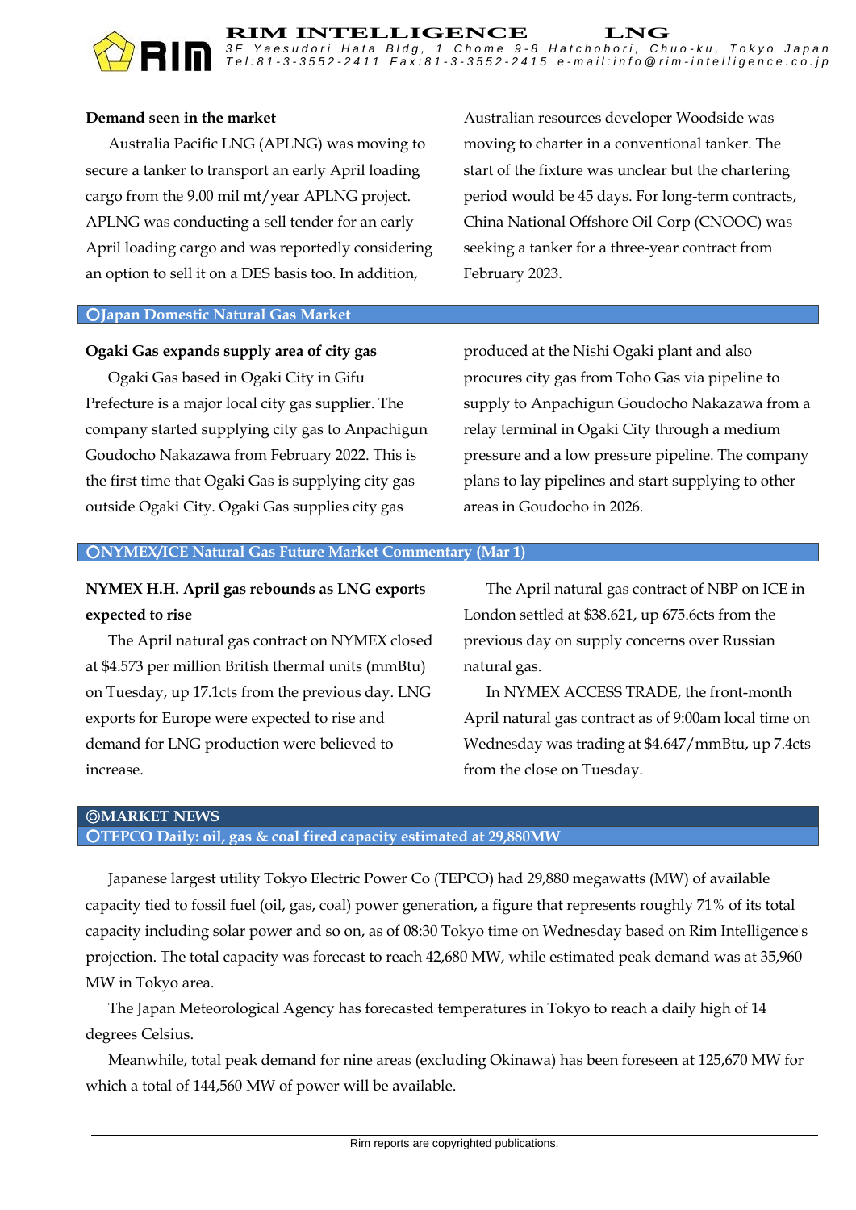**Demand seen in the market**

Australia Pacific LNG (APLNG) was moving to secure a tanker to transport an early April loading cargo from the 9.00 mil mt/year APLNG project. APLNG was conducting a sell tender for an early April loading cargo and was reportedly considering an option to sell it on a DES basis too. In addition, Australian resources developer Woodside was moving to charter in a conventional tanker. The start of the fixture was unclear but the chartering period would be 45 days. For long-term contracts, China National Offshore Oil Corp (CNOOC) was seeking a tanker for a three-year contract from February 2023.

## ○Japan Domestic Natural Gas Market

**Ogaki Gas expands supply area of city gas**

Ogaki Gas based in Ogaki City in Gifu Prefecture is a major local city gas supplier. The company started supplying city gas to Anpachigun Goudocho Nakazawa from February 2022. This is the first time that Ogaki Gas is supplying city gas outside Ogaki City. Ogaki Gas supplies city gas produced at the Nishi Ogaki plant and also procures city gas from Toho Gas via pipeline to supply to Anpachigun Goudocho Nakazawa from a relay terminal in Ogaki City through a medium pressure and a low pressure pipeline. The company plans to lay pipelines and start supplying to other areas in Goudocho in 2026.

## ○NYMEX/ICE Natural Gas Future Market Commentary (Mar 1)

**NYMEX H.H. April gas rebounds as LNG exports expected to rise**

The April natural gas contract on NYMEX closed at $4.573 per million British thermal units (mmBtu) on Tuesday, up 17.1cts from the previous day. LNG exports for Europe were expected to rise and demand for LNG production were believed to increase.

The April natural gas contract of NBP on ICE in London settled at $38.621, up 675.6cts from the previous day on supply concerns over Russian natural gas.

In NYMEX ACCESS TRADE, the front-month April natural gas contract as of 9:00am local time on Wednesday was trading at $4.647/mmBtu, up 7.4cts from the close on Tuesday.

# ◎MARKET NEWS

## ○TEPCO Daily: oil, gas & coal fired capacity estimated at 29,880MW

Japanese largest utility Tokyo Electric Power Co (TEPCO) had 29,880 megawatts (MW) of available capacity tied to fossil fuel (oil, gas, coal) power generation, a figure that represents roughly 71% of its total capacity including solar power and so on, as of 08:30 Tokyo time on Wednesday based on Rim Intelligence's projection. The total capacity was forecast to reach 42,680 MW, while estimated peak demand was at 35,960 MW in Tokyo area.

The Japan Meteorological Agency has forecasted temperatures in Tokyo to reach a daily high of 14 degrees Celsius.

Meanwhile, total peak demand for nine areas (excluding Okinawa) has been foreseen at 125,670 MW for which a total of 144,560 MW of power will be available.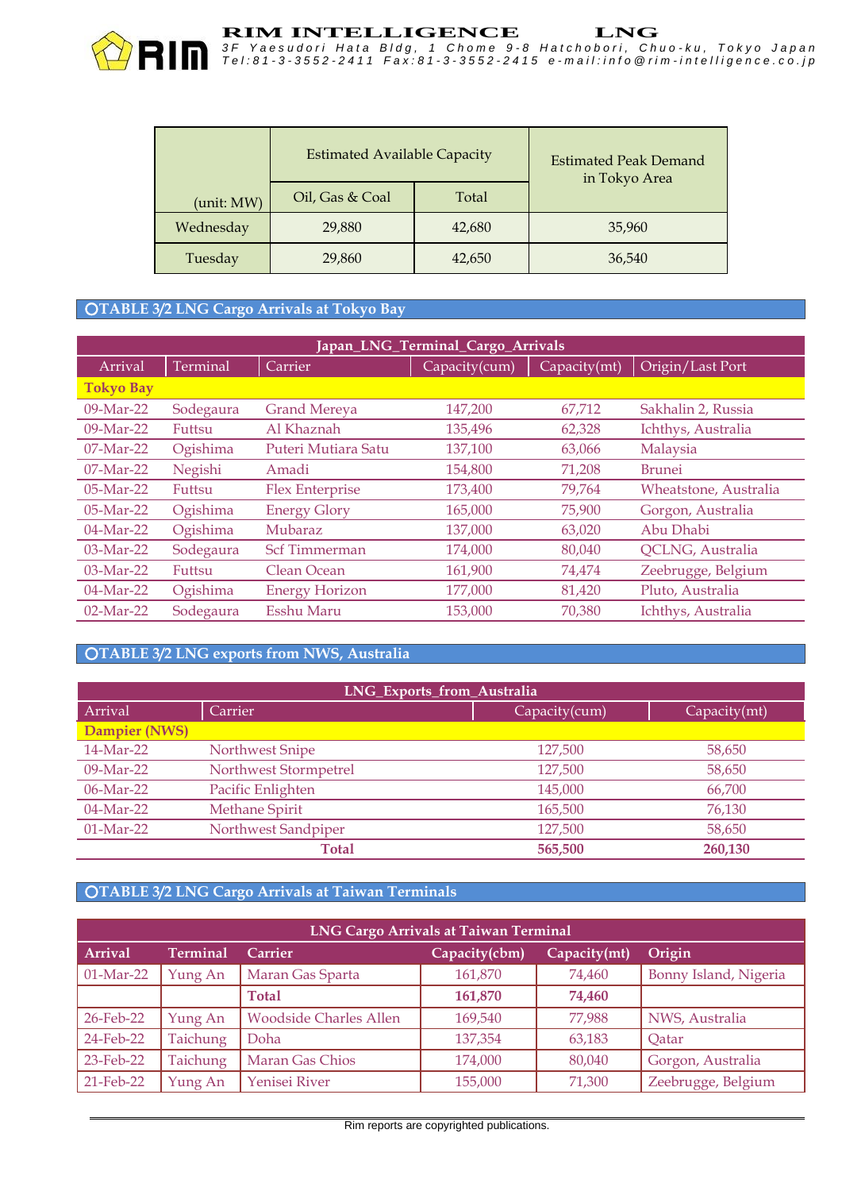| (unit: MW) | Estimated Available Capacity | | Estimated Peak Demand in Tokyo Area |
|---|---|---|---|
| | Oil, Gas & Coal | Total | |
| Wednesday | 29,880 | 42,680 | 35,960 |
| Tuesday | 29,860 | 42,650 | 36,540 |

## ○TABLE 3/2 LNG Cargo Arrivals at Tokyo Bay

| Japan_LNG_Terminal_Cargo_Arrivals | | | | | |
|---|---|---|---|---|---|
| Arrival | Terminal | Carrier | Capacity(cum) | Capacity(mt) | Origin/Last Port |
| **Tokyo Bay** | | | | | |
| 09-Mar-22 | Sodegaura | Grand Mereya | 147,200 | 67,712 | Sakhalin 2, Russia |
| 09-Mar-22 | Futtsu | Al Khaznah | 135,496 | 62,328 | Ichthys, Australia |
| 07-Mar-22 | Ogishima | Puteri Mutiara Satu | 137,100 | 63,066 | Malaysia |
| 07-Mar-22 | Negishi | Amadi | 154,800 | 71,208 | Brunei |
| 05-Mar-22 | Futtsu | Flex Enterprise | 173,400 | 79,764 | Wheatstone, Australia |
| 05-Mar-22 | Ogishima | Energy Glory | 165,000 | 75,900 | Gorgon, Australia |
| 04-Mar-22 | Ogishima | Mubaraz | 137,000 | 63,020 | Abu Dhabi |
| 03-Mar-22 | Sodegaura | Scf Timmerman | 174,000 | 80,040 | QCLNG, Australia |
| 03-Mar-22 | Futtsu | Clean Ocean | 161,900 | 74,474 | Zeebrugge, Belgium |
| 04-Mar-22 | Ogishima | Energy Horizon | 177,000 | 81,420 | Pluto, Australia |
| 02-Mar-22 | Sodegaura | Esshu Maru | 153,000 | 70,380 | Ichthys, Australia |

## ○TABLE 3/2 LNG exports from NWS, Australia

| LNG_Exports_from_Australia | | | |
|---|---|---|---|
| Arrival | Carrier | Capacity(cum) | Capacity(mt) |
| **Dampier (NWS)** | | | |
| 14-Mar-22 | Northwest Snipe | 127,500 | 58,650 |
| 09-Mar-22 | Northwest Stormpetrel | 127,500 | 58,650 |
| 06-Mar-22 | Pacific Enlighten | 145,000 | 66,700 |
| 04-Mar-22 | Methane Spirit | 165,500 | 76,130 |
| 01-Mar-22 | Northwest Sandpiper | 127,500 | 58,650 |
| | **Total** | **565,500** | **260,130** |

## ○TABLE 3/2 LNG Cargo Arrivals at Taiwan Terminals

| LNG Cargo Arrivals at Taiwan Terminal | | | | | |
|---|---|---|---|---|---|
| **Arrival** | **Terminal** | **Carrier** | **Capacity(cbm)** | **Capacity(mt)** | **Origin** |
| 01-Mar-22 | Yung An | Maran Gas Sparta | 161,870 | 74,460 | Bonny Island, Nigeria |
| | | **Total** | **161,870** | **74,460** | |
| 26-Feb-22 | Yung An | Woodside Charles Allen | 169,540 | 77,988 | NWS, Australia |
| 24-Feb-22 | Taichung | Doha | 137,354 | 63,183 | Qatar |
| 23-Feb-22 | Taichung | Maran Gas Chios | 174,000 | 80,040 | Gorgon, Australia |
| 21-Feb-22 | Yung An | Yenisei River | 155,000 | 71,300 | Zeebrugge, Belgium |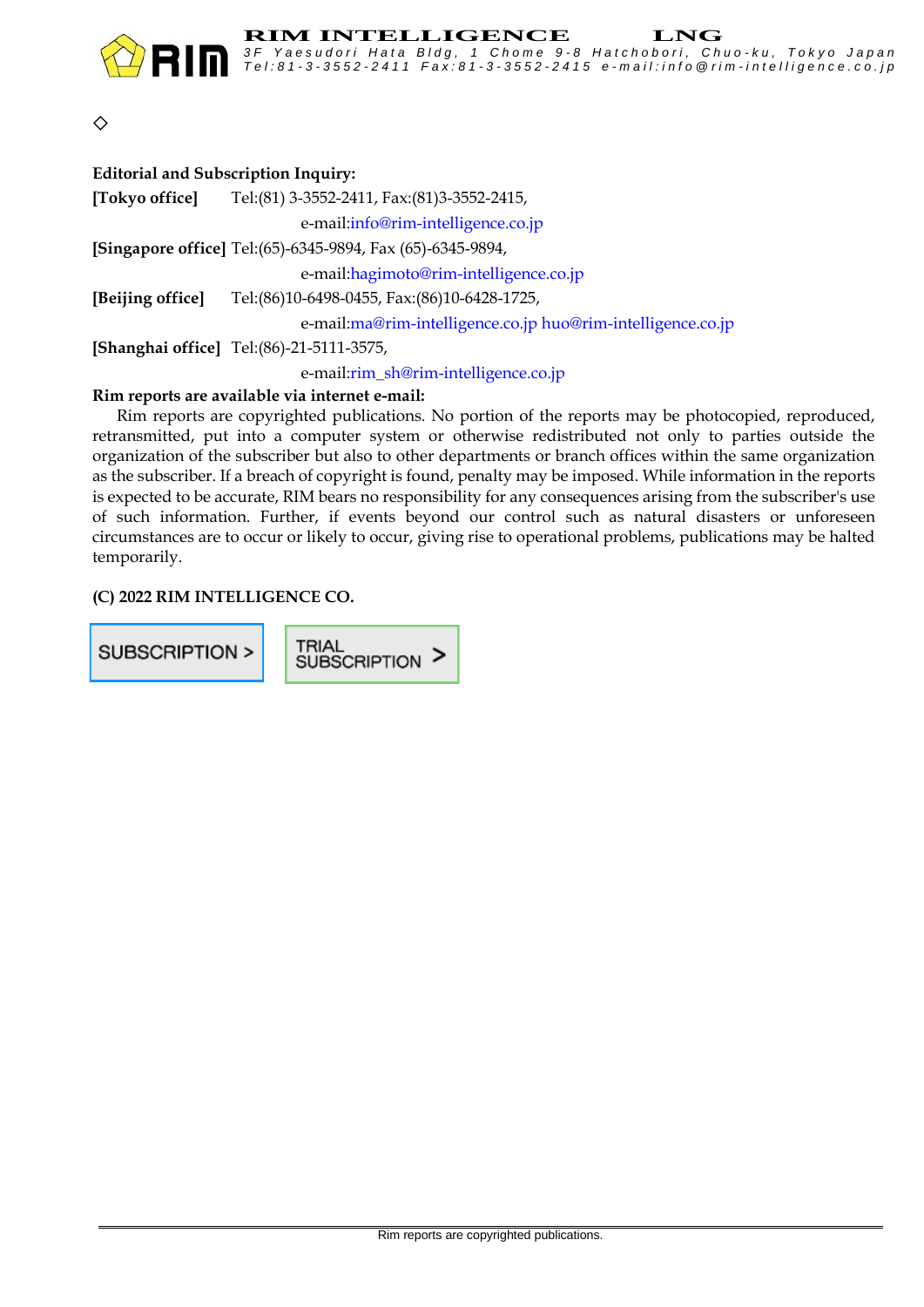◇

**Editorial and Subscription Inquiry:**

**[Tokyo office]** Tel:(81) 3-3552-2411, Fax:(81)3-3552-2415,
e-mail:info@rim-intelligence.co.jp

**[Singapore office]** Tel:(65)-6345-9894, Fax (65)-6345-9894,
e-mail:hagimoto@rim-intelligence.co.jp

**[Beijing office]** Tel:(86)10-6498-0455, Fax:(86)10-6428-1725,
e-mail:ma@rim-intelligence.co.jp huo@rim-intelligence.co.jp

**[Shanghai office]** Tel:(86)-21-5111-3575,
e-mail:rim_sh@rim-intelligence.co.jp

**Rim reports are available via internet e-mail:**

Rim reports are copyrighted publications. No portion of the reports may be photocopied, reproduced, retransmitted, put into a computer system or otherwise redistributed not only to parties outside the organization of the subscriber but also to other departments or branch offices within the same organization as the subscriber. If a breach of copyright is found, penalty may be imposed. While information in the reports is expected to be accurate, RIM bears no responsibility for any consequences arising from the subscriber's use of such information. Further, if events beyond our control such as natural disasters or unforeseen circumstances are to occur or likely to occur, giving rise to operational problems, publications may be halted temporarily.

**(C) 2022 RIM INTELLIGENCE CO.**

SUBSCRIPTION >

TRIAL SUBSCRIPTION >